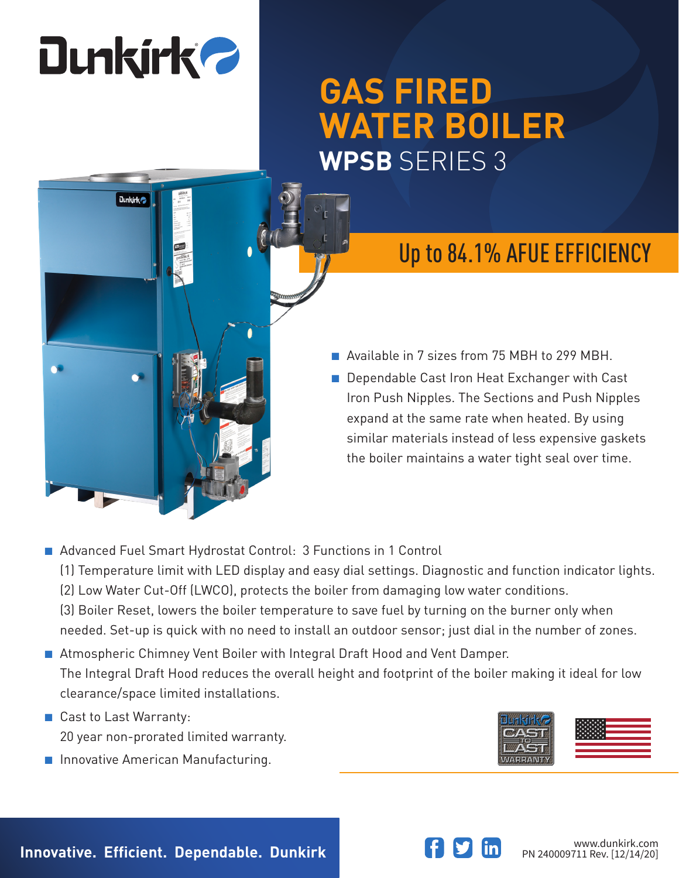Dunkirk

# GAS FIRED WATER BOILER

## WPSB SERIES 3

### Up to 84.1% AFUE EFFICIENCY

- Available in 7 sizes from 75 MBH to 299 MBH.
- Dependable Cast Iron Heat Exchanger with Cast Iron Push Nipples. The Sections and Push Nipples expand at the same rate when heated. By using similar materials instead of less expensive gaskets the boiler maintains a water tight seal over time.
- Advanced Fuel Smart Hydrostat Control: 3 Functions in 1 Control
  (1) Temperature limit with LED display and easy dial settings. Diagnostic and function indicator lights.
  (2) Low Water Cut-Off (LWCO), protects the boiler from damaging low water conditions.
  (3) Boiler Reset, lowers the boiler temperature to save fuel by turning on the burner only when needed. Set-up is quick with no need to install an outdoor sensor; just dial in the number of zones.
- Atmospheric Chimney Vent Boiler with Integral Draft Hood and Vent Damper.
  The Integral Draft Hood reduces the overall height and footprint of the boiler making it ideal for low clearance/space limited installations.
- Cast to Last Warranty:
  20 year non-prorated limited warranty.
- Innovative American Manufacturing.

Dunkirk CAST TO LAST WARRANTY

**Innovative. Efficient. Dependable. Dunkirk**

www.dunkirk.com
PN 240009711 Rev. [12/14/20]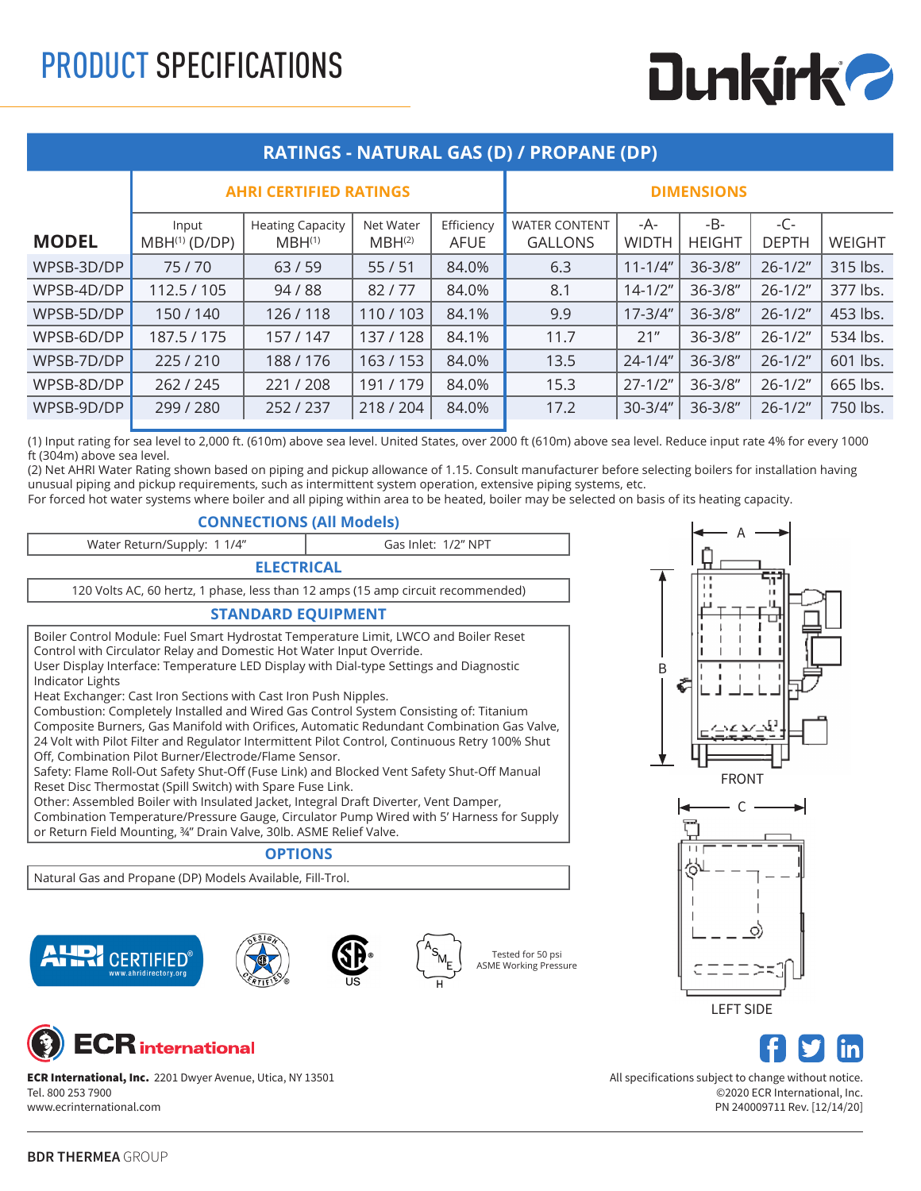# PRODUCT SPECIFICATIONS

Dunkirk

## RATINGS - NATURAL GAS (D) / PROPANE (DP)

| MODEL | AHRI CERTIFIED RATINGS | | | | DIMENSIONS | | | | |
|---|---|---|---|---|---|---|---|---|---|
| | Input MBH[1] (D/DP) | Heating Capacity MBH[1] | Net Water MBH[2] | Efficiency AFUE | WATER CONTENT GALLONS | -A- WIDTH | -B- HEIGHT | -C- DEPTH | WEIGHT |
| WPSB-3D/DP | 75 / 70 | 63 / 59 | 55 / 51 | 84.0% | 6.3 | 11-1/4" | 36-3/8" | 26-1/2" | 315 lbs. |
| WPSB-4D/DP | 112.5 / 105 | 94 / 88 | 82 / 77 | 84.0% | 8.1 | 14-1/2" | 36-3/8" | 26-1/2" | 377 lbs. |
| WPSB-5D/DP | 150 / 140 | 126 / 118 | 110 / 103 | 84.1% | 9.9 | 17-3/4" | 36-3/8" | 26-1/2" | 453 lbs. |
| WPSB-6D/DP | 187.5 / 175 | 157 / 147 | 137 / 128 | 84.1% | 11.7 | 21" | 36-3/8" | 26-1/2" | 534 lbs. |
| WPSB-7D/DP | 225 / 210 | 188 / 176 | 163 / 153 | 84.0% | 13.5 | 24-1/4" | 36-3/8" | 26-1/2" | 601 lbs. |
| WPSB-8D/DP | 262 / 245 | 221 / 208 | 191 / 179 | 84.0% | 15.3 | 27-1/2" | 36-3/8" | 26-1/2" | 665 lbs. |
| WPSB-9D/DP | 299 / 280 | 252 / 237 | 218 / 204 | 84.0% | 17.2 | 30-3/4" | 36-3/8" | 26-1/2" | 750 lbs. |

(1) Input rating for sea level to 2,000 ft. (610m) above sea level. United States, over 2000 ft (610m) above sea level. Reduce input rate 4% for every 1000 ft (304m) above sea level.
(2) Net AHRI Water Rating shown based on piping and pickup allowance of 1.15. Consult manufacturer before selecting boilers for installation having unusual piping and pickup requirements, such as intermittent system operation, extensive piping systems, etc.
For forced hot water systems where boiler and all piping within area to be heated, boiler may be selected on basis of its heating capacity.

### CONNECTIONS (All Models)

| | |
|---|---|
| Water Return/Supply: 1 1/4" | Gas Inlet: 1/2" NPT |

### ELECTRICAL

120 Volts AC, 60 hertz, 1 phase, less than 12 amps (15 amp circuit recommended)

### STANDARD EQUIPMENT

Boiler Control Module: Fuel Smart Hydrostat Temperature Limit, LWCO and Boiler Reset Control with Circulator Relay and Domestic Hot Water Input Override.
User Display Interface: Temperature LED Display with Dial-type Settings and Diagnostic Indicator Lights
Heat Exchanger: Cast Iron Sections with Cast Iron Push Nipples.
Combustion: Completely Installed and Wired Gas Control System Consisting of: Titanium Composite Burners, Gas Manifold with Orifices, Automatic Redundant Combination Gas Valve, 24 Volt with Pilot Filter and Regulator Intermittent Pilot Control, Continuous Retry 100% Shut Off, Combination Pilot Burner/Electrode/Flame Sensor.
Safety: Flame Roll-Out Safety Shut-Off (Fuse Link) and Blocked Vent Safety Shut-Off Manual Reset Disc Thermostat (Spill Switch) with Spare Fuse Link.
Other: Assembled Boiler with Insulated Jacket, Integral Draft Diverter, Vent Damper, Combination Temperature/Pressure Gauge, Circulator Pump Wired with 5' Harness for Supply or Return Field Mounting, ¾" Drain Valve, 30lb. ASME Relief Valve.

### OPTIONS

Natural Gas and Propane (DP) Models Available, Fill-Trol.

A

B

FRONT

C

LEFT SIDE

AHRI CERTIFIED® www.ahridirectory.org

Tested for 50 psi ASME Working Pressure

ECR international

**ECR International, Inc.** 2201 Dwyer Avenue, Utica, NY 13501
Tel. 800 253 7900
www.ecrinternational.com

All specifications subject to change without notice.
©2020 ECR International, Inc.
PN 240009711 Rev. [12/14/20]

**BDR THERMEA** GROUP